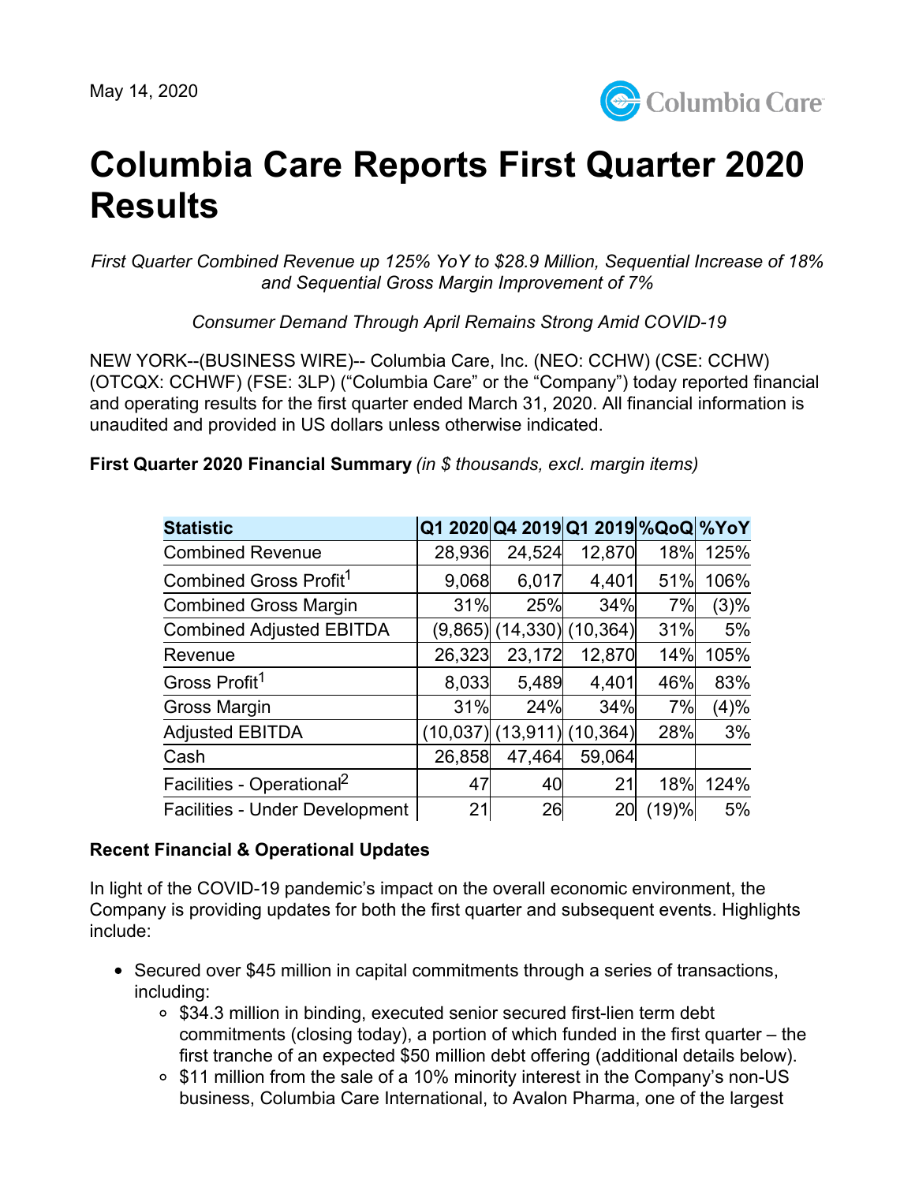May 14, 2020

# Columbia Care Reports First Quarter 2020 Results

*First Quarter Combined Revenue up 125% YoY to $28.9 Million, Sequential Increase of 18% and Sequential Gross Margin Improvement of 7%*

*Consumer Demand Through April Remains Strong Amid COVID-19*

NEW YORK--(BUSINESS WIRE)-- Columbia Care, Inc. (NEO: CCHW) (CSE: CCHW) (OTCQX: CCHWF) (FSE: 3LP) ("Columbia Care" or the "Company") today reported financial and operating results for the first quarter ended March 31, 2020. All financial information is unaudited and provided in US dollars unless otherwise indicated.

**First Quarter 2020 Financial Summary** *(in $ thousands, excl. margin items)*

| Statistic | Q1 2020 | Q4 2019 | Q1 2019 | %QoQ | %YoY |
|---|---|---|---|---|---|
| Combined Revenue | 28,936 | 24,524 | 12,870 | 18% | 125% |
| Combined Gross Profit[1] | 9,068 | 6,017 | 4,401 | 51% | 106% |
| Combined Gross Margin | 31% | 25% | 34% | 7% | (3)% |
| Combined Adjusted EBITDA | (9,865) | (14,330) | (10,364) | 31% | 5% |
| Revenue | 26,323 | 23,172 | 12,870 | 14% | 105% |
| Gross Profit[1] | 8,033 | 5,489 | 4,401 | 46% | 83% |
| Gross Margin | 31% | 24% | 34% | 7% | (4)% |
| Adjusted EBITDA | (10,037) | (13,911) | (10,364) | 28% | 3% |
| Cash | 26,858 | 47,464 | 59,064 | | |
| Facilities - Operational[2] | 47 | 40 | 21 | 18% | 124% |
| Facilities - Under Development | 21 | 26 | 20 | (19)% | 5% |

**Recent Financial & Operational Updates**

In light of the COVID-19 pandemic's impact on the overall economic environment, the Company is providing updates for both the first quarter and subsequent events. Highlights include:

- Secured over $45 million in capital commitments through a series of transactions, including:
  - $34.3 million in binding, executed senior secured first-lien term debt commitments (closing today), a portion of which funded in the first quarter – the first tranche of an expected $50 million debt offering (additional details below).
  - $11 million from the sale of a 10% minority interest in the Company's non-US business, Columbia Care International, to Avalon Pharma, one of the largest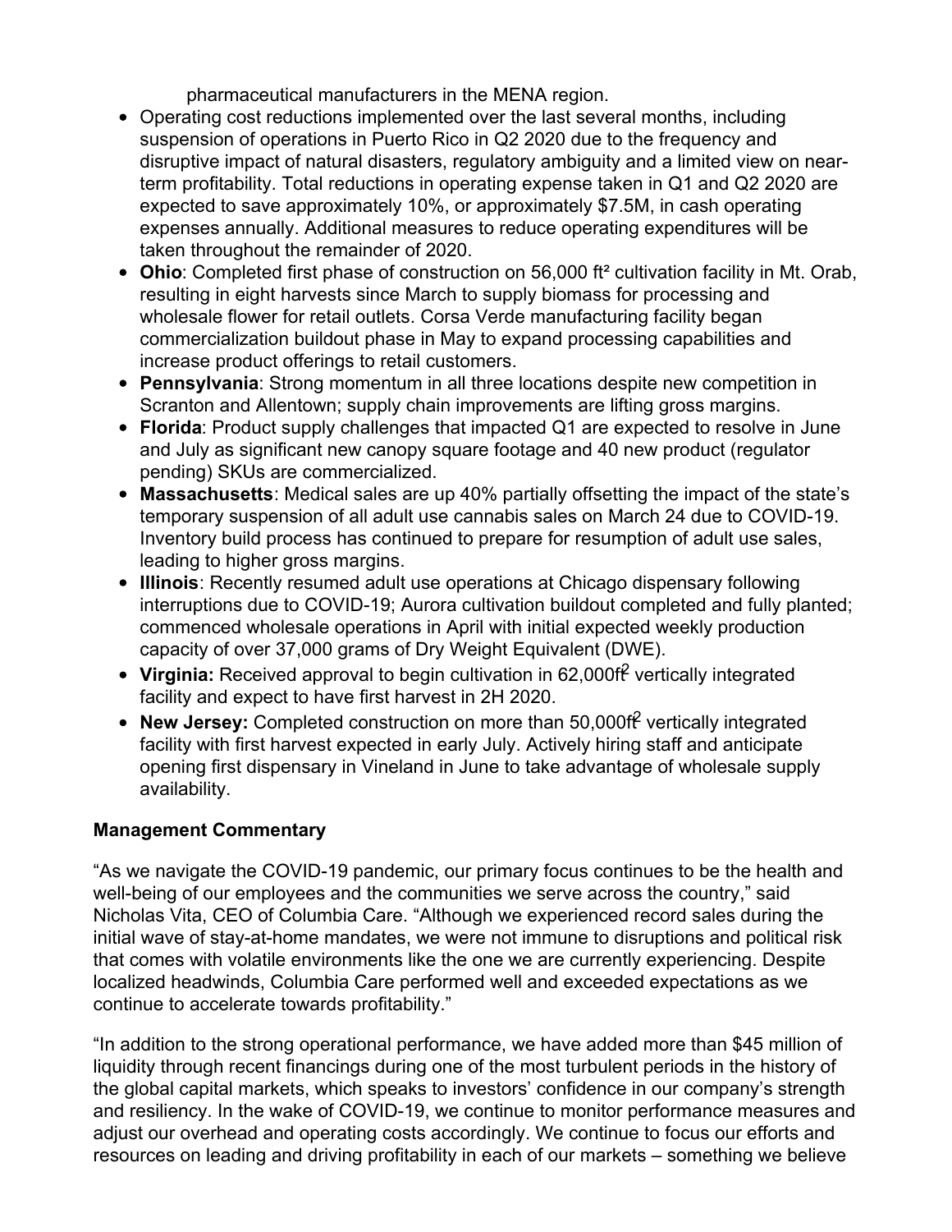pharmaceutical manufacturers in the MENA region.

- Operating cost reductions implemented over the last several months, including suspension of operations in Puerto Rico in Q2 2020 due to the frequency and disruptive impact of natural disasters, regulatory ambiguity and a limited view on near-term profitability. Total reductions in operating expense taken in Q1 and Q2 2020 are expected to save approximately 10%, or approximately $7.5M, in cash operating expenses annually. Additional measures to reduce operating expenditures will be taken throughout the remainder of 2020.
- **Ohio**: Completed first phase of construction on 56,000 ft² cultivation facility in Mt. Orab, resulting in eight harvests since March to supply biomass for processing and wholesale flower for retail outlets. Corsa Verde manufacturing facility began commercialization buildout phase in May to expand processing capabilities and increase product offerings to retail customers.
- **Pennsylvania**: Strong momentum in all three locations despite new competition in Scranton and Allentown; supply chain improvements are lifting gross margins.
- **Florida**: Product supply challenges that impacted Q1 are expected to resolve in June and July as significant new canopy square footage and 40 new product (regulator pending) SKUs are commercialized.
- **Massachusetts**: Medical sales are up 40% partially offsetting the impact of the state's temporary suspension of all adult use cannabis sales on March 24 due to COVID-19. Inventory build process has continued to prepare for resumption of adult use sales, leading to higher gross margins.
- **Illinois**: Recently resumed adult use operations at Chicago dispensary following interruptions due to COVID-19; Aurora cultivation buildout completed and fully planted; commenced wholesale operations in April with initial expected weekly production capacity of over 37,000 grams of Dry Weight Equivalent (DWE).
- **Virginia:** Received approval to begin cultivation in 62,000ft² vertically integrated facility and expect to have first harvest in 2H 2020.
- **New Jersey:** Completed construction on more than 50,000ft² vertically integrated facility with first harvest expected in early July. Actively hiring staff and anticipate opening first dispensary in Vineland in June to take advantage of wholesale supply availability.

**Management Commentary**

"As we navigate the COVID-19 pandemic, our primary focus continues to be the health and well-being of our employees and the communities we serve across the country," said Nicholas Vita, CEO of Columbia Care. "Although we experienced record sales during the initial wave of stay-at-home mandates, we were not immune to disruptions and political risk that comes with volatile environments like the one we are currently experiencing. Despite localized headwinds, Columbia Care performed well and exceeded expectations as we continue to accelerate towards profitability."

"In addition to the strong operational performance, we have added more than $45 million of liquidity through recent financings during one of the most turbulent periods in the history of the global capital markets, which speaks to investors' confidence in our company's strength and resiliency. In the wake of COVID-19, we continue to monitor performance measures and adjust our overhead and operating costs accordingly. We continue to focus our efforts and resources on leading and driving profitability in each of our markets – something we believe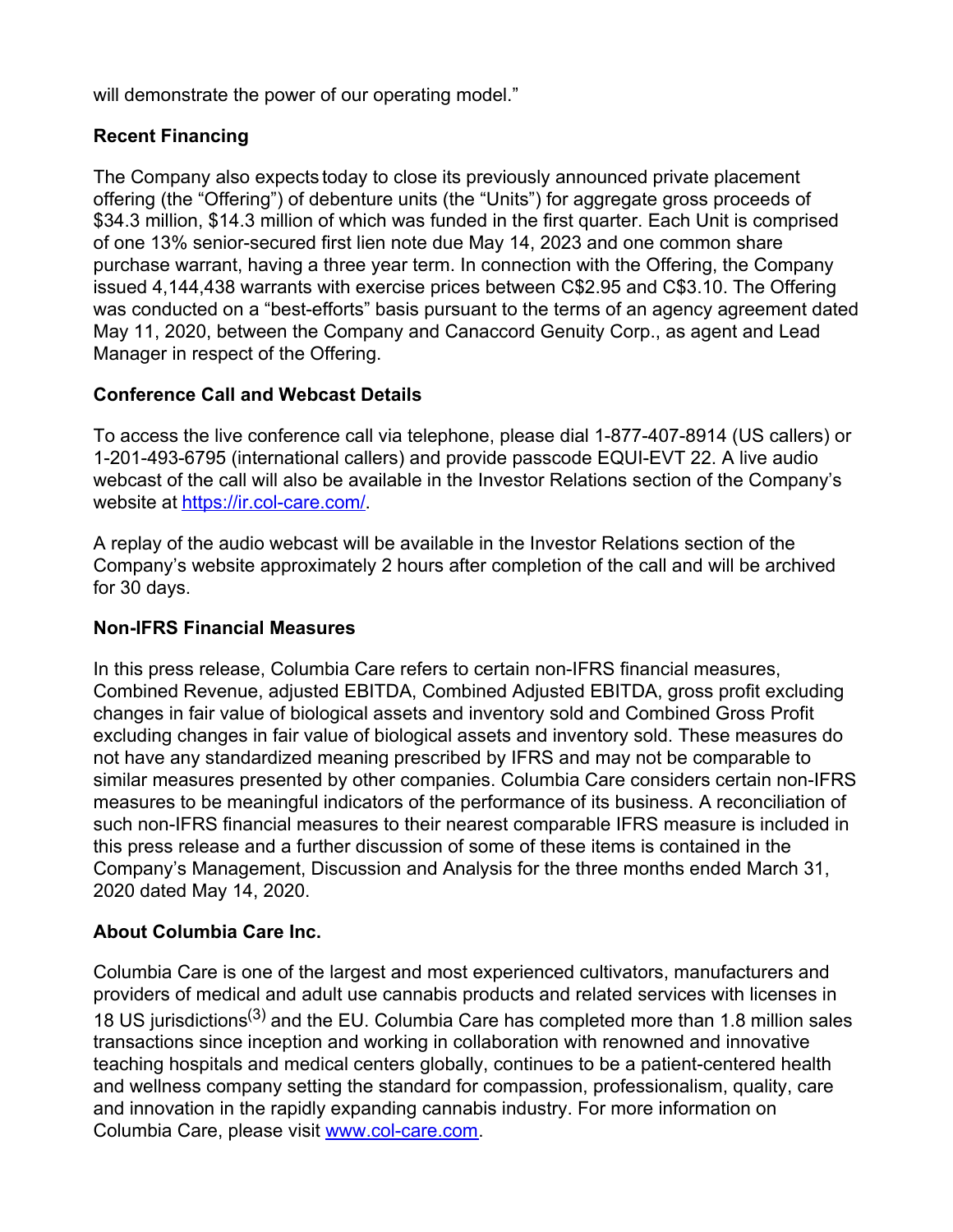will demonstrate the power of our operating model."

## Recent Financing

The Company also expects today to close its previously announced private placement offering (the "Offering") of debenture units (the "Units") for aggregate gross proceeds of $34.3 million, $14.3 million of which was funded in the first quarter. Each Unit is comprised of one 13% senior-secured first lien note due May 14, 2023 and one common share purchase warrant, having a three year term. In connection with the Offering, the Company issued 4,144,438 warrants with exercise prices between C$2.95 and C$3.10. The Offering was conducted on a "best-efforts" basis pursuant to the terms of an agency agreement dated May 11, 2020, between the Company and Canaccord Genuity Corp., as agent and Lead Manager in respect of the Offering.

## Conference Call and Webcast Details

To access the live conference call via telephone, please dial 1-877-407-8914 (US callers) or 1-201-493-6795 (international callers) and provide passcode EQUI-EVT 22. A live audio webcast of the call will also be available in the Investor Relations section of the Company's website at https://ir.col-care.com/.

A replay of the audio webcast will be available in the Investor Relations section of the Company's website approximately 2 hours after completion of the call and will be archived for 30 days.

## Non-IFRS Financial Measures

In this press release, Columbia Care refers to certain non-IFRS financial measures, Combined Revenue, adjusted EBITDA, Combined Adjusted EBITDA, gross profit excluding changes in fair value of biological assets and inventory sold and Combined Gross Profit excluding changes in fair value of biological assets and inventory sold. These measures do not have any standardized meaning prescribed by IFRS and may not be comparable to similar measures presented by other companies. Columbia Care considers certain non-IFRS measures to be meaningful indicators of the performance of its business. A reconciliation of such non-IFRS financial measures to their nearest comparable IFRS measure is included in this press release and a further discussion of some of these items is contained in the Company's Management, Discussion and Analysis for the three months ended March 31, 2020 dated May 14, 2020.

## About Columbia Care Inc.

Columbia Care is one of the largest and most experienced cultivators, manufacturers and providers of medical and adult use cannabis products and related services with licenses in 18 US jurisdictions[3] and the EU. Columbia Care has completed more than 1.8 million sales transactions since inception and working in collaboration with renowned and innovative teaching hospitals and medical centers globally, continues to be a patient-centered health and wellness company setting the standard for compassion, professionalism, quality, care and innovation in the rapidly expanding cannabis industry. For more information on Columbia Care, please visit www.col-care.com.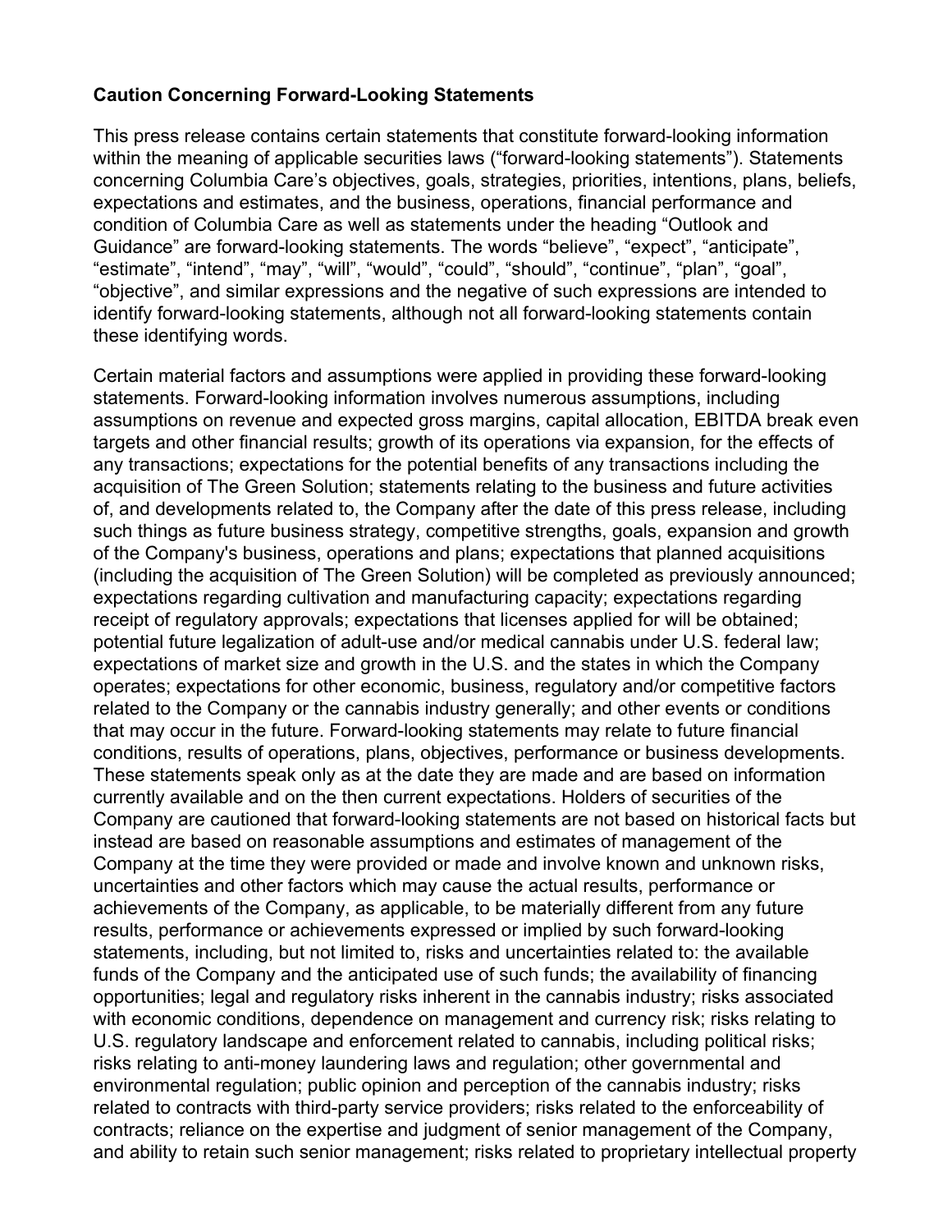**Caution Concerning Forward-Looking Statements**

This press release contains certain statements that constitute forward-looking information within the meaning of applicable securities laws ("forward-looking statements"). Statements concerning Columbia Care's objectives, goals, strategies, priorities, intentions, plans, beliefs, expectations and estimates, and the business, operations, financial performance and condition of Columbia Care as well as statements under the heading "Outlook and Guidance" are forward-looking statements. The words "believe", "expect", "anticipate", "estimate", "intend", "may", "will", "would", "could", "should", "continue", "plan", "goal", "objective", and similar expressions and the negative of such expressions are intended to identify forward-looking statements, although not all forward-looking statements contain these identifying words.

Certain material factors and assumptions were applied in providing these forward-looking statements. Forward-looking information involves numerous assumptions, including assumptions on revenue and expected gross margins, capital allocation, EBITDA break even targets and other financial results; growth of its operations via expansion, for the effects of any transactions; expectations for the potential benefits of any transactions including the acquisition of The Green Solution; statements relating to the business and future activities of, and developments related to, the Company after the date of this press release, including such things as future business strategy, competitive strengths, goals, expansion and growth of the Company's business, operations and plans; expectations that planned acquisitions (including the acquisition of The Green Solution) will be completed as previously announced; expectations regarding cultivation and manufacturing capacity; expectations regarding receipt of regulatory approvals; expectations that licenses applied for will be obtained; potential future legalization of adult-use and/or medical cannabis under U.S. federal law; expectations of market size and growth in the U.S. and the states in which the Company operates; expectations for other economic, business, regulatory and/or competitive factors related to the Company or the cannabis industry generally; and other events or conditions that may occur in the future. Forward-looking statements may relate to future financial conditions, results of operations, plans, objectives, performance or business developments. These statements speak only as at the date they are made and are based on information currently available and on the then current expectations. Holders of securities of the Company are cautioned that forward-looking statements are not based on historical facts but instead are based on reasonable assumptions and estimates of management of the Company at the time they were provided or made and involve known and unknown risks, uncertainties and other factors which may cause the actual results, performance or achievements of the Company, as applicable, to be materially different from any future results, performance or achievements expressed or implied by such forward-looking statements, including, but not limited to, risks and uncertainties related to: the available funds of the Company and the anticipated use of such funds; the availability of financing opportunities; legal and regulatory risks inherent in the cannabis industry; risks associated with economic conditions, dependence on management and currency risk; risks relating to U.S. regulatory landscape and enforcement related to cannabis, including political risks; risks relating to anti-money laundering laws and regulation; other governmental and environmental regulation; public opinion and perception of the cannabis industry; risks related to contracts with third-party service providers; risks related to the enforceability of contracts; reliance on the expertise and judgment of senior management of the Company, and ability to retain such senior management; risks related to proprietary intellectual property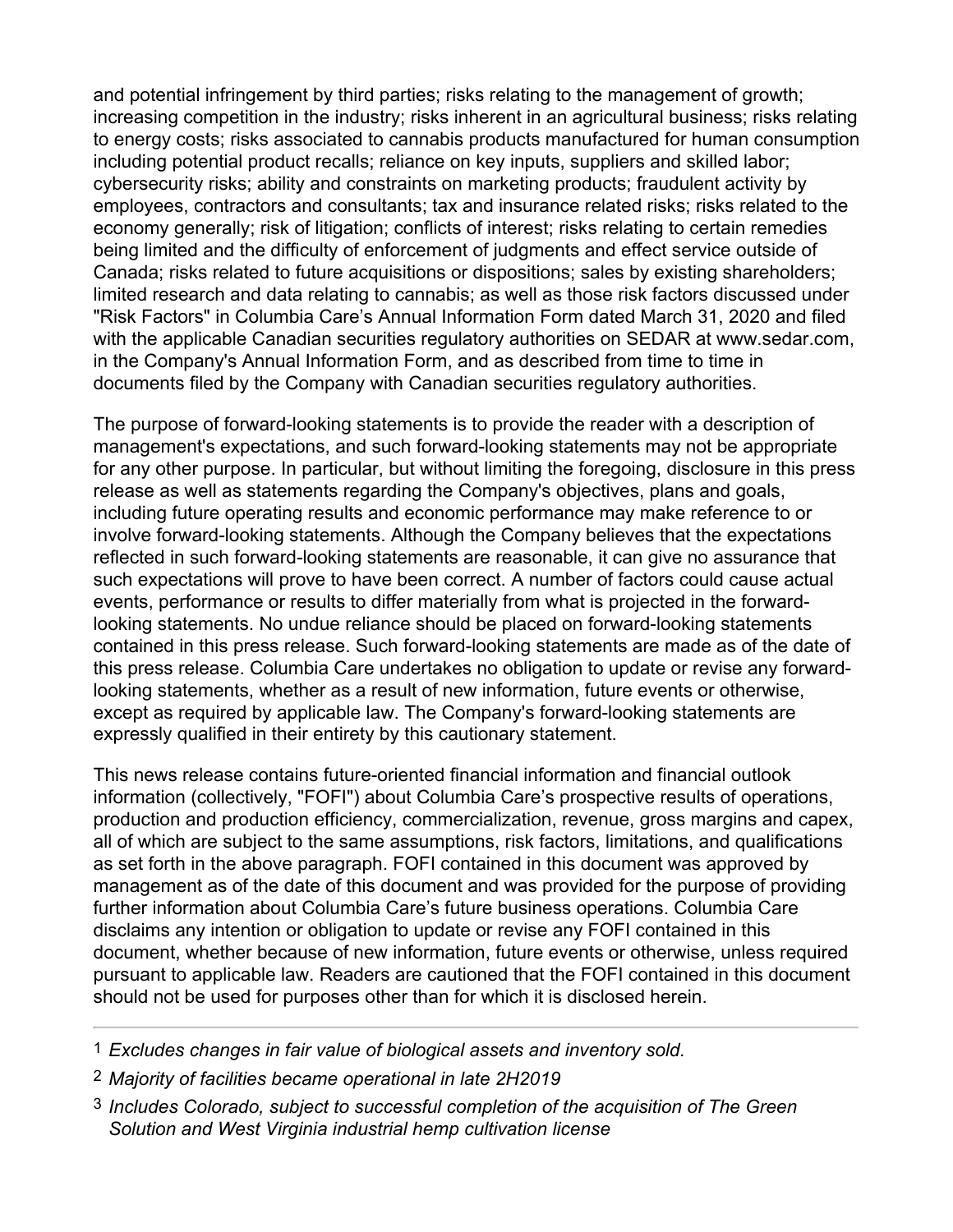and potential infringement by third parties; risks relating to the management of growth; increasing competition in the industry; risks inherent in an agricultural business; risks relating to energy costs; risks associated to cannabis products manufactured for human consumption including potential product recalls; reliance on key inputs, suppliers and skilled labor; cybersecurity risks; ability and constraints on marketing products; fraudulent activity by employees, contractors and consultants; tax and insurance related risks; risks related to the economy generally; risk of litigation; conflicts of interest; risks relating to certain remedies being limited and the difficulty of enforcement of judgments and effect service outside of Canada; risks related to future acquisitions or dispositions; sales by existing shareholders; limited research and data relating to cannabis; as well as those risk factors discussed under "Risk Factors" in Columbia Care's Annual Information Form dated March 31, 2020 and filed with the applicable Canadian securities regulatory authorities on SEDAR at www.sedar.com, in the Company's Annual Information Form, and as described from time to time in documents filed by the Company with Canadian securities regulatory authorities.

The purpose of forward-looking statements is to provide the reader with a description of management's expectations, and such forward-looking statements may not be appropriate for any other purpose. In particular, but without limiting the foregoing, disclosure in this press release as well as statements regarding the Company's objectives, plans and goals, including future operating results and economic performance may make reference to or involve forward-looking statements. Although the Company believes that the expectations reflected in such forward-looking statements are reasonable, it can give no assurance that such expectations will prove to have been correct. A number of factors could cause actual events, performance or results to differ materially from what is projected in the forward-looking statements. No undue reliance should be placed on forward-looking statements contained in this press release. Such forward-looking statements are made as of the date of this press release. Columbia Care undertakes no obligation to update or revise any forward-looking statements, whether as a result of new information, future events or otherwise, except as required by applicable law. The Company's forward-looking statements are expressly qualified in their entirety by this cautionary statement.

This news release contains future-oriented financial information and financial outlook information (collectively, "FOFI") about Columbia Care's prospective results of operations, production and production efficiency, commercialization, revenue, gross margins and capex, all of which are subject to the same assumptions, risk factors, limitations, and qualifications as set forth in the above paragraph. FOFI contained in this document was approved by management as of the date of this document and was provided for the purpose of providing further information about Columbia Care's future business operations. Columbia Care disclaims any intention or obligation to update or revise any FOFI contained in this document, whether because of new information, future events or otherwise, unless required pursuant to applicable law. Readers are cautioned that the FOFI contained in this document should not be used for purposes other than for which it is disclosed herein.

---

1 *Excludes changes in fair value of biological assets and inventory sold.*

2 *Majority of facilities became operational in late 2H2019*

3 *Includes Colorado, subject to successful completion of the acquisition of The Green Solution and West Virginia industrial hemp cultivation license*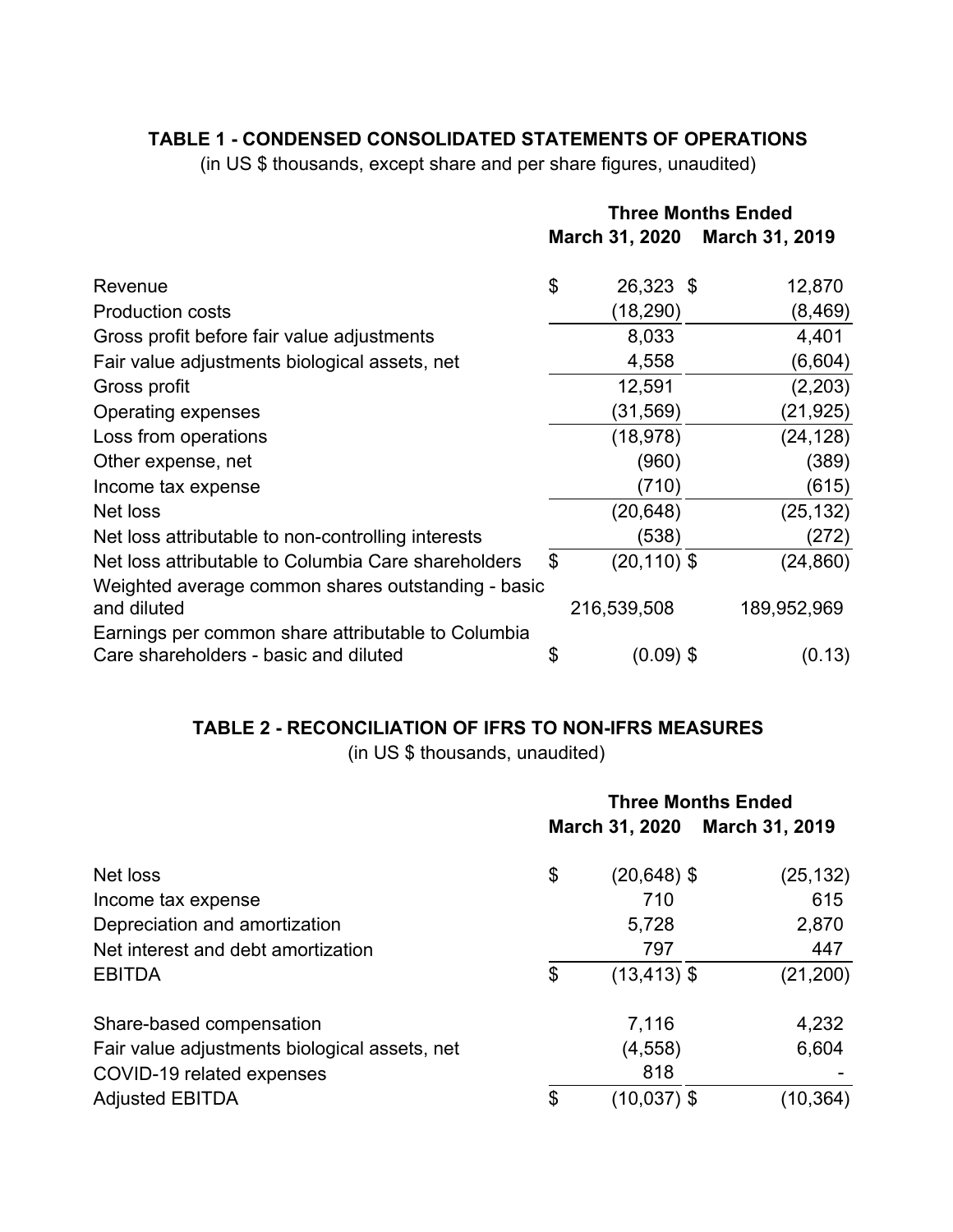**TABLE 1 - CONDENSED CONSOLIDATED STATEMENTS OF OPERATIONS**

(in US $ thousands, except share and per share figures, unaudited)

| | Three Months Ended | |
|---|---|---|
| | March 31, 2020 | March 31, 2019 |
| Revenue | $ 26,323 | $ 12,870 |
| Production costs | (18,290) | (8,469) |
| Gross profit before fair value adjustments | 8,033 | 4,401 |
| Fair value adjustments biological assets, net | 4,558 | (6,604) |
| Gross profit | 12,591 | (2,203) |
| Operating expenses | (31,569) | (21,925) |
| Loss from operations | (18,978) | (24,128) |
| Other expense, net | (960) | (389) |
| Income tax expense | (710) | (615) |
| Net loss | (20,648) | (25,132) |
| Net loss attributable to non-controlling interests | (538) | (272) |
| Net loss attributable to Columbia Care shareholders | $ (20,110) | $ (24,860) |
| Weighted average common shares outstanding - basic and diluted | 216,539,508 | 189,952,969 |
| Earnings per common share attributable to Columbia Care shareholders - basic and diluted | $ (0.09) | $ (0.13) |

**TABLE 2 - RECONCILIATION OF IFRS TO NON-IFRS MEASURES**

(in US $ thousands, unaudited)

| | Three Months Ended | |
|---|---|---|
| | March 31, 2020 | March 31, 2019 |
| Net loss | $ (20,648) | $ (25,132) |
| Income tax expense | 710 | 615 |
| Depreciation and amortization | 5,728 | 2,870 |
| Net interest and debt amortization | 797 | 447 |
| EBITDA | $ (13,413) | $ (21,200) |
| Share-based compensation | 7,116 | 4,232 |
| Fair value adjustments biological assets, net | (4,558) | 6,604 |
| COVID-19 related expenses | 818 | - |
| Adjusted EBITDA | $ (10,037) | $ (10,364) |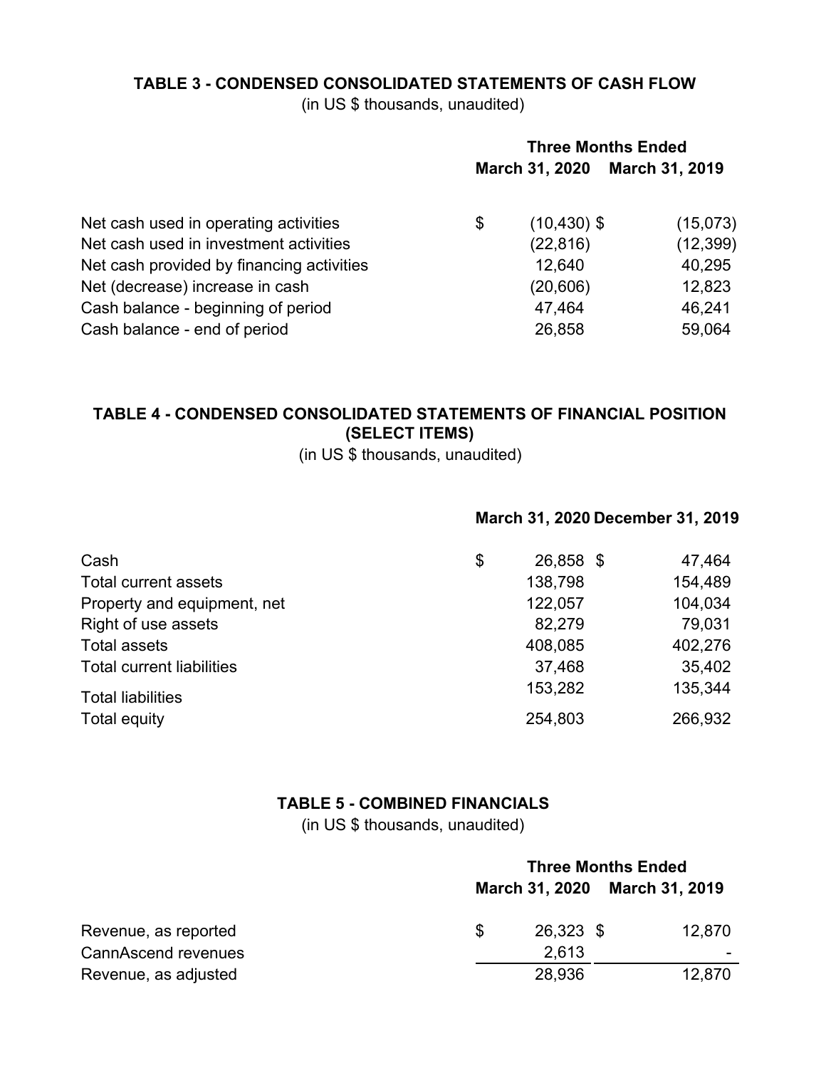## TABLE 3 - CONDENSED CONSOLIDATED STATEMENTS OF CASH FLOW

(in US $ thousands, unaudited)

| | Three Months Ended | |
|---|---|---|
| | March 31, 2020 | March 31, 2019 |
| Net cash used in operating activities | $ (10,430) | $ (15,073) |
| Net cash used in investment activities | (22,816) | (12,399) |
| Net cash provided by financing activities | 12,640 | 40,295 |
| Net (decrease) increase in cash | (20,606) | 12,823 |
| Cash balance - beginning of period | 47,464 | 46,241 |
| Cash balance - end of period | 26,858 | 59,064 |

## TABLE 4 - CONDENSED CONSOLIDATED STATEMENTS OF FINANCIAL POSITION (SELECT ITEMS)

(in US $ thousands, unaudited)

| | March 31, 2020 | December 31, 2019 |
|---|---|---|
| Cash | $ 26,858 | $ 47,464 |
| Total current assets | 138,798 | 154,489 |
| Property and equipment, net | 122,057 | 104,034 |
| Right of use assets | 82,279 | 79,031 |
| Total assets | 408,085 | 402,276 |
| Total current liabilities | 37,468 | 35,402 |
| Total liabilities | 153,282 | 135,344 |
| Total equity | 254,803 | 266,932 |

## TABLE 5 - COMBINED FINANCIALS

(in US $ thousands, unaudited)

| | Three Months Ended | |
|---|---|---|
| | March 31, 2020 | March 31, 2019 |
| Revenue, as reported | $ 26,323 | $ 12,870 |
| CannAscend revenues | 2,613 | - |
| Revenue, as adjusted | 28,936 | 12,870 |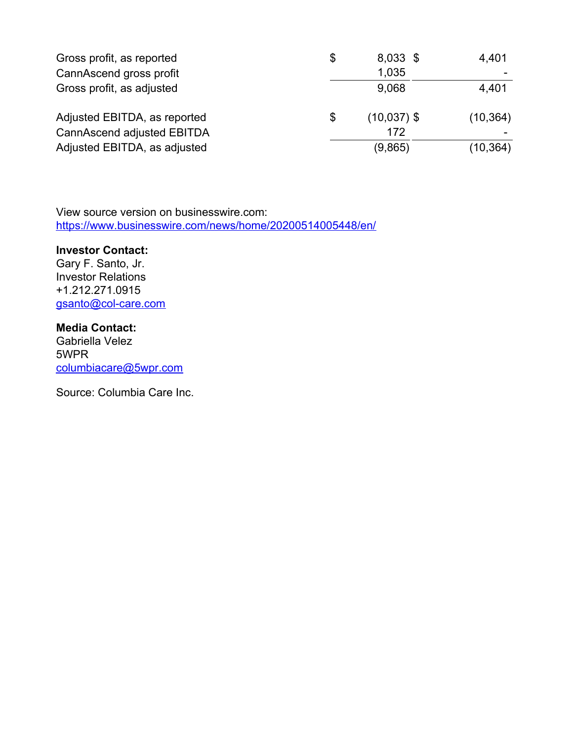| | | |
|---|---|---|
| Gross profit, as reported | $ 8,033 | $ 4,401 |
| CannAscend gross profit | 1,035 | - |
| Gross profit, as adjusted | 9,068 | 4,401 |
| | | |
| Adjusted EBITDA, as reported | $ (10,037) | $ (10,364) |
| CannAscend adjusted EBITDA | 172 | - |
| Adjusted EBITDA, as adjusted | (9,865) | (10,364) |

View source version on businesswire.com:
https://www.businesswire.com/news/home/20200514005448/en/

**Investor Contact:**
Gary F. Santo, Jr.
Investor Relations
+1.212.271.0915
gsanto@col-care.com

**Media Contact:**
Gabriella Velez
5WPR
columbiacare@5wpr.com

Source: Columbia Care Inc.